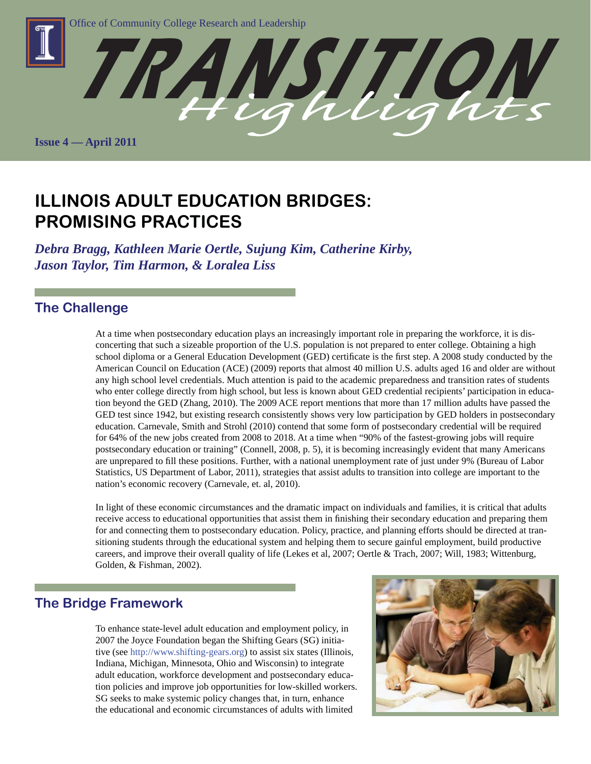Office of Community College Research and Leadership

# TRANSITION Highlights

**Issue 4 — April 2011**

# ILLINOIS ADULT EDUCATION BRIDGES: PROMISING PRACTICES

***Debra Bragg, Kathleen Marie Oertle, Sujung Kim, Catherine Kirby, Jason Taylor, Tim Harmon, & Loralea Liss***

## The Challenge

At a time when postsecondary education plays an increasingly important role in preparing the workforce, it is disconcerting that such a sizeable proportion of the U.S. population is not prepared to enter college. Obtaining a high school diploma or a General Education Development (GED) certificate is the first step. A 2008 study conducted by the American Council on Education (ACE) (2009) reports that almost 40 million U.S. adults aged 16 and older are without any high school level credentials. Much attention is paid to the academic preparedness and transition rates of students who enter college directly from high school, but less is known about GED credential recipients' participation in education beyond the GED (Zhang, 2010). The 2009 ACE report mentions that more than 17 million adults have passed the GED test since 1942, but existing research consistently shows very low participation by GED holders in postsecondary education. Carnevale, Smith and Strohl (2010) contend that some form of postsecondary credential will be required for 64% of the new jobs created from 2008 to 2018. At a time when "90% of the fastest-growing jobs will require postsecondary education or training" (Connell, 2008, p. 5), it is becoming increasingly evident that many Americans are unprepared to fill these positions. Further, with a national unemployment rate of just under 9% (Bureau of Labor Statistics, US Department of Labor, 2011), strategies that assist adults to transition into college are important to the nation's economic recovery (Carnevale, et. al, 2010).

In light of these economic circumstances and the dramatic impact on individuals and families, it is critical that adults receive access to educational opportunities that assist them in finishing their secondary education and preparing them for and connecting them to postsecondary education. Policy, practice, and planning efforts should be directed at transitioning students through the educational system and helping them to secure gainful employment, build productive careers, and improve their overall quality of life (Lekes et al, 2007; Oertle & Trach, 2007; Will, 1983; Wittenburg, Golden, & Fishman, 2002).

## The Bridge Framework

To enhance state-level adult education and employment policy, in 2007 the Joyce Foundation began the Shifting Gears (SG) initiative (see http://www.shifting-gears.org) to assist six states (Illinois, Indiana, Michigan, Minnesota, Ohio and Wisconsin) to integrate adult education, workforce development and postsecondary education policies and improve job opportunities for low-skilled workers. SG seeks to make systemic policy changes that, in turn, enhance the educational and economic circumstances of adults with limited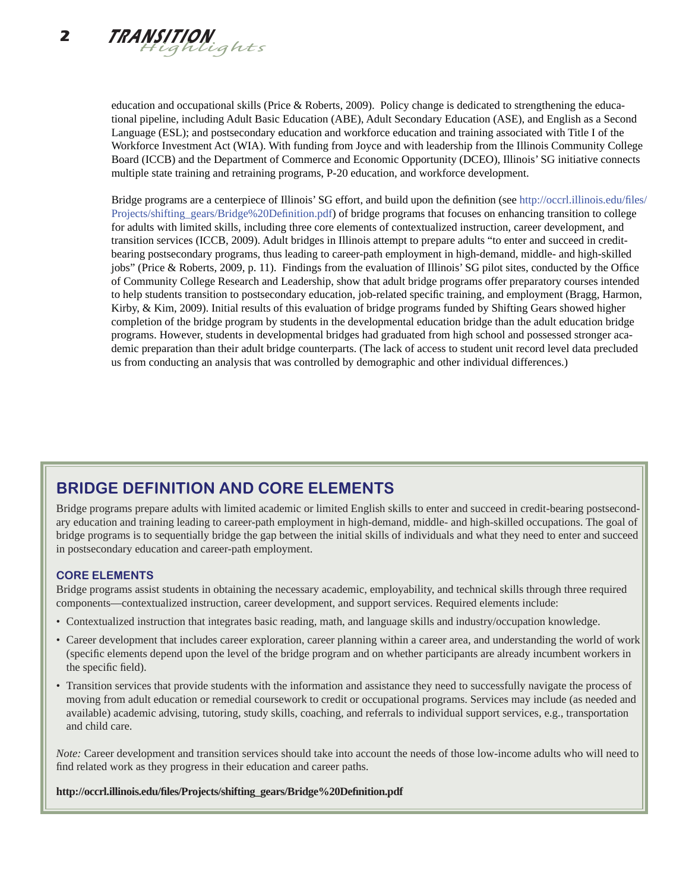education and occupational skills (Price & Roberts, 2009). Policy change is dedicated to strengthening the educational pipeline, including Adult Basic Education (ABE), Adult Secondary Education (ASE), and English as a Second Language (ESL); and postsecondary education and workforce education and training associated with Title I of the Workforce Investment Act (WIA). With funding from Joyce and with leadership from the Illinois Community College Board (ICCB) and the Department of Commerce and Economic Opportunity (DCEO), Illinois' SG initiative connects multiple state training and retraining programs, P-20 education, and workforce development.

Bridge programs are a centerpiece of Illinois' SG effort, and build upon the definition (see http://occrl.illinois.edu/files/Projects/shifting_gears/Bridge%20Definition.pdf) of bridge programs that focuses on enhancing transition to college for adults with limited skills, including three core elements of contextualized instruction, career development, and transition services (ICCB, 2009). Adult bridges in Illinois attempt to prepare adults "to enter and succeed in credit-bearing postsecondary programs, thus leading to career-path employment in high-demand, middle- and high-skilled jobs" (Price & Roberts, 2009, p. 11). Findings from the evaluation of Illinois' SG pilot sites, conducted by the Office of Community College Research and Leadership, show that adult bridge programs offer preparatory courses intended to help students transition to postsecondary education, job-related specific training, and employment (Bragg, Harmon, Kirby, & Kim, 2009). Initial results of this evaluation of bridge programs funded by Shifting Gears showed higher completion of the bridge program by students in the developmental education bridge than the adult education bridge programs. However, students in developmental bridges had graduated from high school and possessed stronger academic preparation than their adult bridge counterparts. (The lack of access to student unit record level data precluded us from conducting an analysis that was controlled by demographic and other individual differences.)

## BRIDGE DEFINITION AND CORE ELEMENTS

Bridge programs prepare adults with limited academic or limited English skills to enter and succeed in credit-bearing postsecondary education and training leading to career-path employment in high-demand, middle- and high-skilled occupations. The goal of bridge programs is to sequentially bridge the gap between the initial skills of individuals and what they need to enter and succeed in postsecondary education and career-path employment.

### CORE ELEMENTS

Bridge programs assist students in obtaining the necessary academic, employability, and technical skills through three required components—contextualized instruction, career development, and support services. Required elements include:

- Contextualized instruction that integrates basic reading, math, and language skills and industry/occupation knowledge.
- Career development that includes career exploration, career planning within a career area, and understanding the world of work (specific elements depend upon the level of the bridge program and on whether participants are already incumbent workers in the specific field).
- Transition services that provide students with the information and assistance they need to successfully navigate the process of moving from adult education or remedial coursework to credit or occupational programs. Services may include (as needed and available) academic advising, tutoring, study skills, coaching, and referrals to individual support services, e.g., transportation and child care.

*Note:* Career development and transition services should take into account the needs of those low-income adults who will need to find related work as they progress in their education and career paths.

**http://occrl.illinois.edu/files/Projects/shifting_gears/Bridge%20Definition.pdf**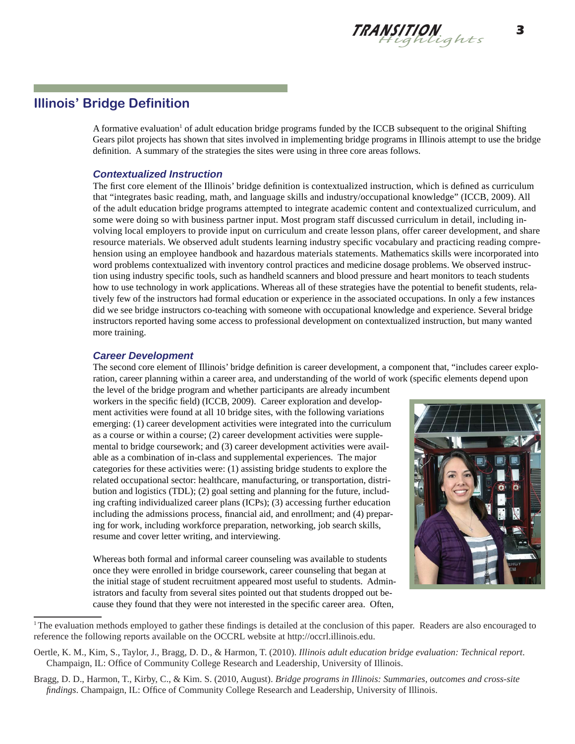## Illinois' Bridge Definition

A formative evaluation[1] of adult education bridge programs funded by the ICCB subsequent to the original Shifting Gears pilot projects has shown that sites involved in implementing bridge programs in Illinois attempt to use the bridge definition. A summary of the strategies the sites were using in three core areas follows.

### *Contextualized Instruction*

The first core element of the Illinois' bridge definition is contextualized instruction, which is defined as curriculum that "integrates basic reading, math, and language skills and industry/occupational knowledge" (ICCB, 2009). All of the adult education bridge programs attempted to integrate academic content and contextualized curriculum, and some were doing so with business partner input. Most program staff discussed curriculum in detail, including involving local employers to provide input on curriculum and create lesson plans, offer career development, and share resource materials. We observed adult students learning industry specific vocabulary and practicing reading comprehension using an employee handbook and hazardous materials statements. Mathematics skills were incorporated into word problems contextualized with inventory control practices and medicine dosage problems. We observed instruction using industry specific tools, such as handheld scanners and blood pressure and heart monitors to teach students how to use technology in work applications. Whereas all of these strategies have the potential to benefit students, relatively few of the instructors had formal education or experience in the associated occupations. In only a few instances did we see bridge instructors co-teaching with someone with occupational knowledge and experience. Several bridge instructors reported having some access to professional development on contextualized instruction, but many wanted more training.

### *Career Development*

The second core element of Illinois' bridge definition is career development, a component that, "includes career exploration, career planning within a career area, and understanding of the world of work (specific elements depend upon the level of the bridge program and whether participants are already incumbent workers in the specific field) (ICCB, 2009). Career exploration and development activities were found at all 10 bridge sites, with the following variations emerging: (1) career development activities were integrated into the curriculum as a course or within a course; (2) career development activities were supplemental to bridge coursework; and (3) career development activities were available as a combination of in-class and supplemental experiences. The major categories for these activities were: (1) assisting bridge students to explore the related occupational sector: healthcare, manufacturing, or transportation, distribution and logistics (TDL); (2) goal setting and planning for the future, including crafting individualized career plans (ICPs); (3) accessing further education including the admissions process, financial aid, and enrollment; and (4) preparing for work, including workforce preparation, networking, job search skills, resume and cover letter writing, and interviewing.

Whereas both formal and informal career counseling was available to students once they were enrolled in bridge coursework, career counseling that began at the initial stage of student recruitment appeared most useful to students. Administrators and faculty from several sites pointed out that students dropped out because they found that they were not interested in the specific career area. Often,

---

[1] The evaluation methods employed to gather these findings is detailed at the conclusion of this paper. Readers are also encouraged to reference the following reports available on the OCCRL website at http://occrl.illinois.edu.

Oertle, K. M., Kim, S., Taylor, J., Bragg, D. D., & Harmon, T. (2010). *Illinois adult education bridge evaluation: Technical report*. Champaign, IL: Office of Community College Research and Leadership, University of Illinois.

Bragg, D. D., Harmon, T., Kirby, C., & Kim. S. (2010, August). *Bridge programs in Illinois: Summaries, outcomes and cross-site findings*. Champaign, IL: Office of Community College Research and Leadership, University of Illinois.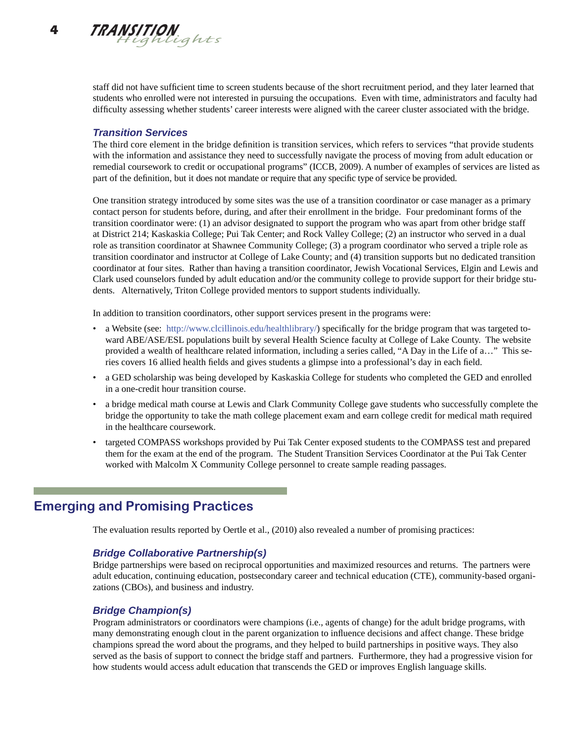staff did not have sufficient time to screen students because of the short recruitment period, and they later learned that students who enrolled were not interested in pursuing the occupations. Even with time, administrators and faculty had difficulty assessing whether students' career interests were aligned with the career cluster associated with the bridge.

### *Transition Services*

The third core element in the bridge definition is transition services, which refers to services "that provide students with the information and assistance they need to successfully navigate the process of moving from adult education or remedial coursework to credit or occupational programs" (ICCB, 2009). A number of examples of services are listed as part of the definition, but it does not mandate or require that any specific type of service be provided.

One transition strategy introduced by some sites was the use of a transition coordinator or case manager as a primary contact person for students before, during, and after their enrollment in the bridge. Four predominant forms of the transition coordinator were: (1) an advisor designated to support the program who was apart from other bridge staff at District 214; Kaskaskia College; Pui Tak Center; and Rock Valley College; (2) an instructor who served in a dual role as transition coordinator at Shawnee Community College; (3) a program coordinator who served a triple role as transition coordinator and instructor at College of Lake County; and (4) transition supports but no dedicated transition coordinator at four sites. Rather than having a transition coordinator, Jewish Vocational Services, Elgin and Lewis and Clark used counselors funded by adult education and/or the community college to provide support for their bridge students. Alternatively, Triton College provided mentors to support students individually.

In addition to transition coordinators, other support services present in the programs were:

- a Website (see: http://www.clcillinois.edu/healthlibrary/) specifically for the bridge program that was targeted toward ABE/ASE/ESL populations built by several Health Science faculty at College of Lake County. The website provided a wealth of healthcare related information, including a series called, "A Day in the Life of a…" This series covers 16 allied health fields and gives students a glimpse into a professional's day in each field.
- a GED scholarship was being developed by Kaskaskia College for students who completed the GED and enrolled in a one-credit hour transition course.
- a bridge medical math course at Lewis and Clark Community College gave students who successfully complete the bridge the opportunity to take the math college placement exam and earn college credit for medical math required in the healthcare coursework.
- targeted COMPASS workshops provided by Pui Tak Center exposed students to the COMPASS test and prepared them for the exam at the end of the program. The Student Transition Services Coordinator at the Pui Tak Center worked with Malcolm X Community College personnel to create sample reading passages.

## Emerging and Promising Practices

The evaluation results reported by Oertle et al., (2010) also revealed a number of promising practices:

### *Bridge Collaborative Partnership(s)*

Bridge partnerships were based on reciprocal opportunities and maximized resources and returns. The partners were adult education, continuing education, postsecondary career and technical education (CTE), community-based organizations (CBOs), and business and industry.

### *Bridge Champion(s)*

Program administrators or coordinators were champions (i.e., agents of change) for the adult bridge programs, with many demonstrating enough clout in the parent organization to influence decisions and affect change. These bridge champions spread the word about the programs, and they helped to build partnerships in positive ways. They also served as the basis of support to connect the bridge staff and partners. Furthermore, they had a progressive vision for how students would access adult education that transcends the GED or improves English language skills.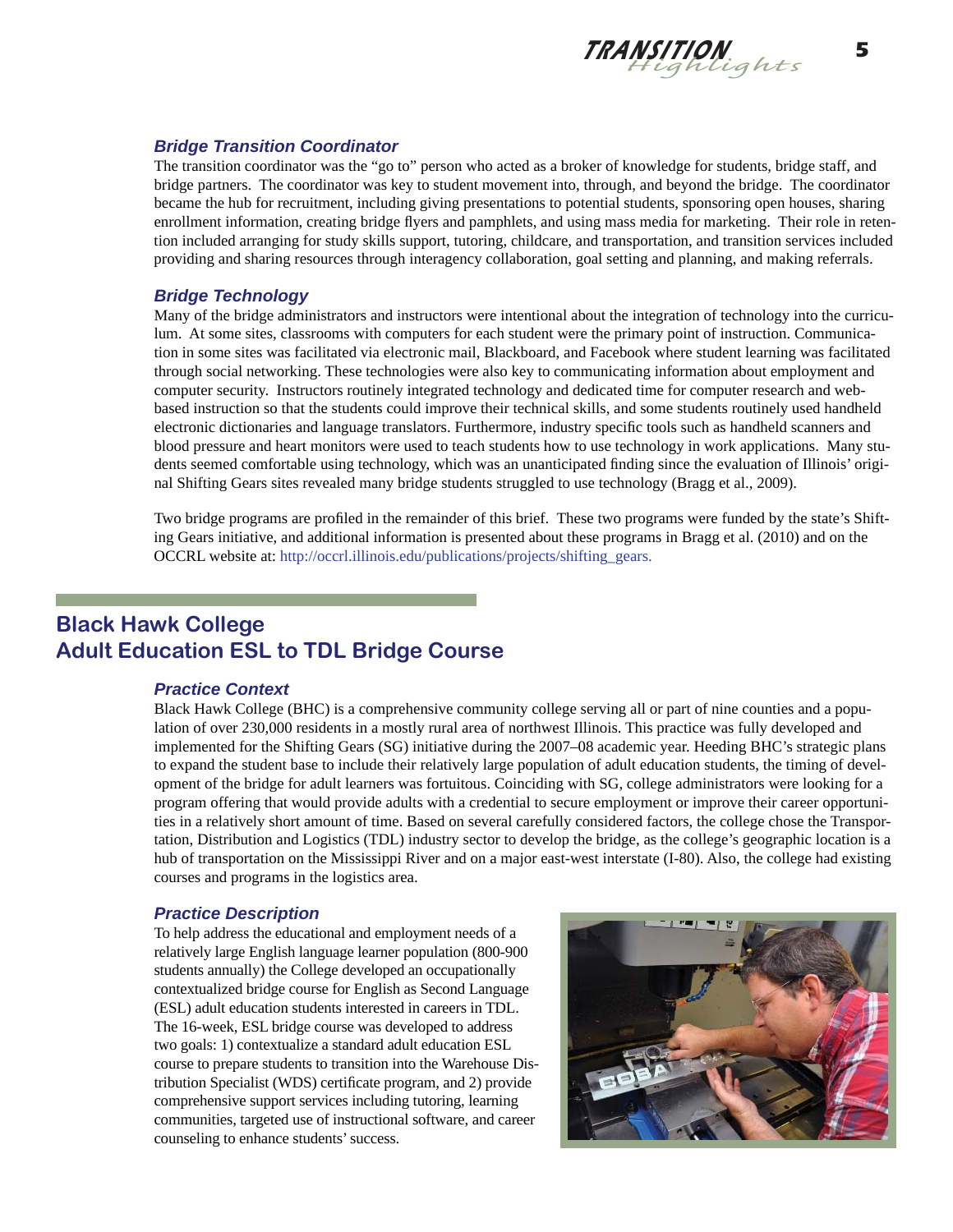### *Bridge Transition Coordinator*

The transition coordinator was the "go to" person who acted as a broker of knowledge for students, bridge staff, and bridge partners. The coordinator was key to student movement into, through, and beyond the bridge. The coordinator became the hub for recruitment, including giving presentations to potential students, sponsoring open houses, sharing enrollment information, creating bridge flyers and pamphlets, and using mass media for marketing. Their role in retention included arranging for study skills support, tutoring, childcare, and transportation, and transition services included providing and sharing resources through interagency collaboration, goal setting and planning, and making referrals.

### *Bridge Technology*

Many of the bridge administrators and instructors were intentional about the integration of technology into the curriculum. At some sites, classrooms with computers for each student were the primary point of instruction. Communication in some sites was facilitated via electronic mail, Blackboard, and Facebook where student learning was facilitated through social networking. These technologies were also key to communicating information about employment and computer security. Instructors routinely integrated technology and dedicated time for computer research and web-based instruction so that the students could improve their technical skills, and some students routinely used handheld electronic dictionaries and language translators. Furthermore, industry specific tools such as handheld scanners and blood pressure and heart monitors were used to teach students how to use technology in work applications. Many students seemed comfortable using technology, which was an unanticipated finding since the evaluation of Illinois' original Shifting Gears sites revealed many bridge students struggled to use technology (Bragg et al., 2009).

Two bridge programs are profiled in the remainder of this brief. These two programs were funded by the state's Shifting Gears initiative, and additional information is presented about these programs in Bragg et al. (2010) and on the OCCRL website at: http://occrl.illinois.edu/publications/projects/shifting_gears.

## Black Hawk College
## Adult Education ESL to TDL Bridge Course

### *Practice Context*

Black Hawk College (BHC) is a comprehensive community college serving all or part of nine counties and a population of over 230,000 residents in a mostly rural area of northwest Illinois. This practice was fully developed and implemented for the Shifting Gears (SG) initiative during the 2007–08 academic year. Heeding BHC's strategic plans to expand the student base to include their relatively large population of adult education students, the timing of development of the bridge for adult learners was fortuitous. Coinciding with SG, college administrators were looking for a program offering that would provide adults with a credential to secure employment or improve their career opportunities in a relatively short amount of time. Based on several carefully considered factors, the college chose the Transportation, Distribution and Logistics (TDL) industry sector to develop the bridge, as the college's geographic location is a hub of transportation on the Mississippi River and on a major east-west interstate (I-80). Also, the college had existing courses and programs in the logistics area.

### *Practice Description*

To help address the educational and employment needs of a relatively large English language learner population (800-900 students annually) the College developed an occupationally contextualized bridge course for English as Second Language (ESL) adult education students interested in careers in TDL. The 16-week, ESL bridge course was developed to address two goals: 1) contextualize a standard adult education ESL course to prepare students to transition into the Warehouse Distribution Specialist (WDS) certificate program, and 2) provide comprehensive support services including tutoring, learning communities, targeted use of instructional software, and career counseling to enhance students' success.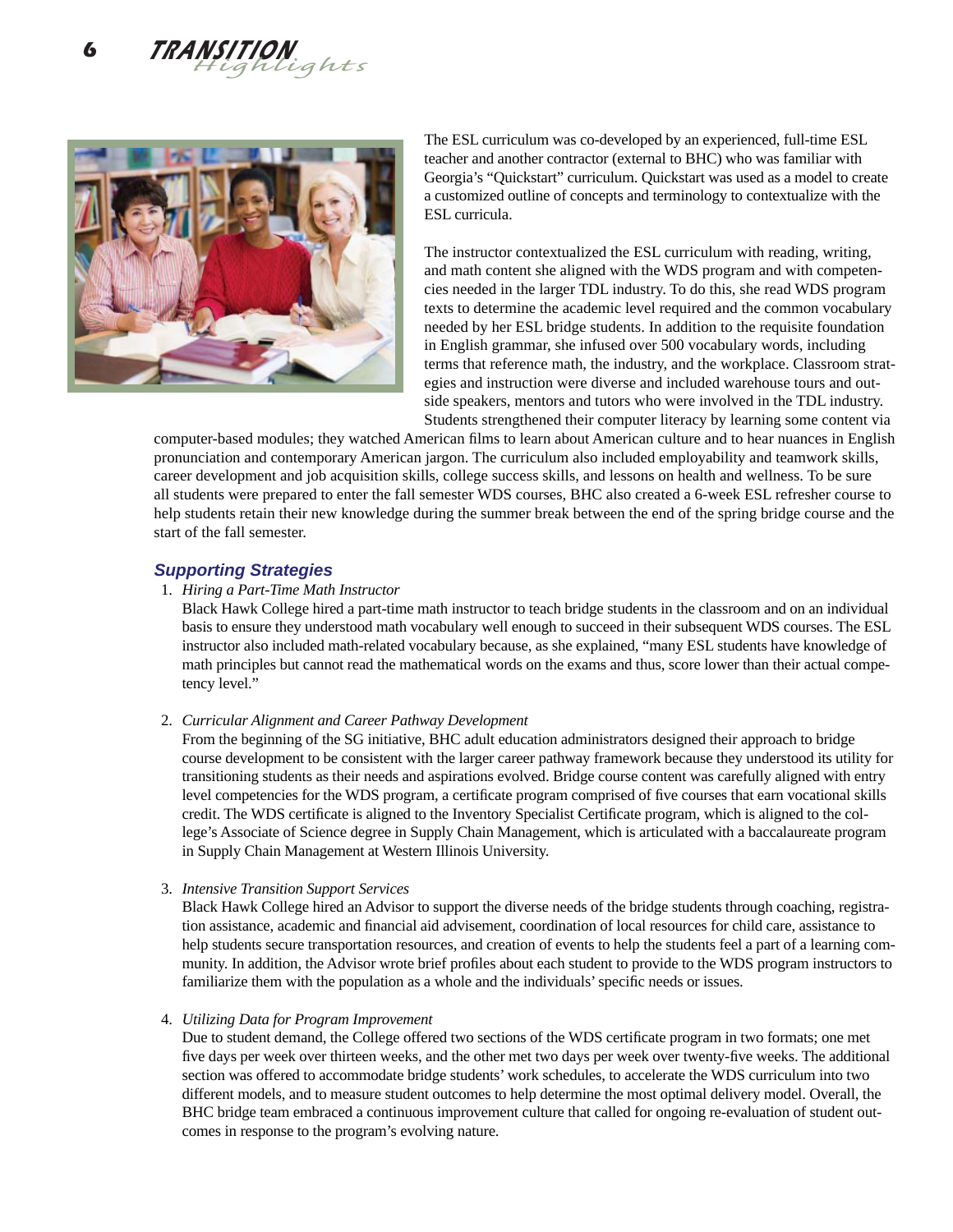The ESL curriculum was co-developed by an experienced, full-time ESL teacher and another contractor (external to BHC) who was familiar with Georgia's "Quickstart" curriculum. Quickstart was used as a model to create a customized outline of concepts and terminology to contextualize with the ESL curricula.

The instructor contextualized the ESL curriculum with reading, writing, and math content she aligned with the WDS program and with competencies needed in the larger TDL industry. To do this, she read WDS program texts to determine the academic level required and the common vocabulary needed by her ESL bridge students. In addition to the requisite foundation in English grammar, she infused over 500 vocabulary words, including terms that reference math, the industry, and the workplace. Classroom strategies and instruction were diverse and included warehouse tours and outside speakers, mentors and tutors who were involved in the TDL industry. Students strengthened their computer literacy by learning some content via computer-based modules; they watched American films to learn about American culture and to hear nuances in English pronunciation and contemporary American jargon. The curriculum also included employability and teamwork skills, career development and job acquisition skills, college success skills, and lessons on health and wellness. To be sure all students were prepared to enter the fall semester WDS courses, BHC also created a 6-week ESL refresher course to help students retain their new knowledge during the summer break between the end of the spring bridge course and the start of the fall semester.

### *Supporting Strategies*

1. *Hiring a Part-Time Math Instructor*
   Black Hawk College hired a part-time math instructor to teach bridge students in the classroom and on an individual basis to ensure they understood math vocabulary well enough to succeed in their subsequent WDS courses. The ESL instructor also included math-related vocabulary because, as she explained, "many ESL students have knowledge of math principles but cannot read the mathematical words on the exams and thus, score lower than their actual competency level."

2. *Curricular Alignment and Career Pathway Development*
   From the beginning of the SG initiative, BHC adult education administrators designed their approach to bridge course development to be consistent with the larger career pathway framework because they understood its utility for transitioning students as their needs and aspirations evolved. Bridge course content was carefully aligned with entry level competencies for the WDS program, a certificate program comprised of five courses that earn vocational skills credit. The WDS certificate is aligned to the Inventory Specialist Certificate program, which is aligned to the college's Associate of Science degree in Supply Chain Management, which is articulated with a baccalaureate program in Supply Chain Management at Western Illinois University.

3. *Intensive Transition Support Services*
   Black Hawk College hired an Advisor to support the diverse needs of the bridge students through coaching, registration assistance, academic and financial aid advisement, coordination of local resources for child care, assistance to help students secure transportation resources, and creation of events to help the students feel a part of a learning community. In addition, the Advisor wrote brief profiles about each student to provide to the WDS program instructors to familiarize them with the population as a whole and the individuals' specific needs or issues.

4. *Utilizing Data for Program Improvement*
   Due to student demand, the College offered two sections of the WDS certificate program in two formats; one met five days per week over thirteen weeks, and the other met two days per week over twenty-five weeks. The additional section was offered to accommodate bridge students' work schedules, to accelerate the WDS curriculum into two different models, and to measure student outcomes to help determine the most optimal delivery model. Overall, the BHC bridge team embraced a continuous improvement culture that called for ongoing re-evaluation of student outcomes in response to the program's evolving nature.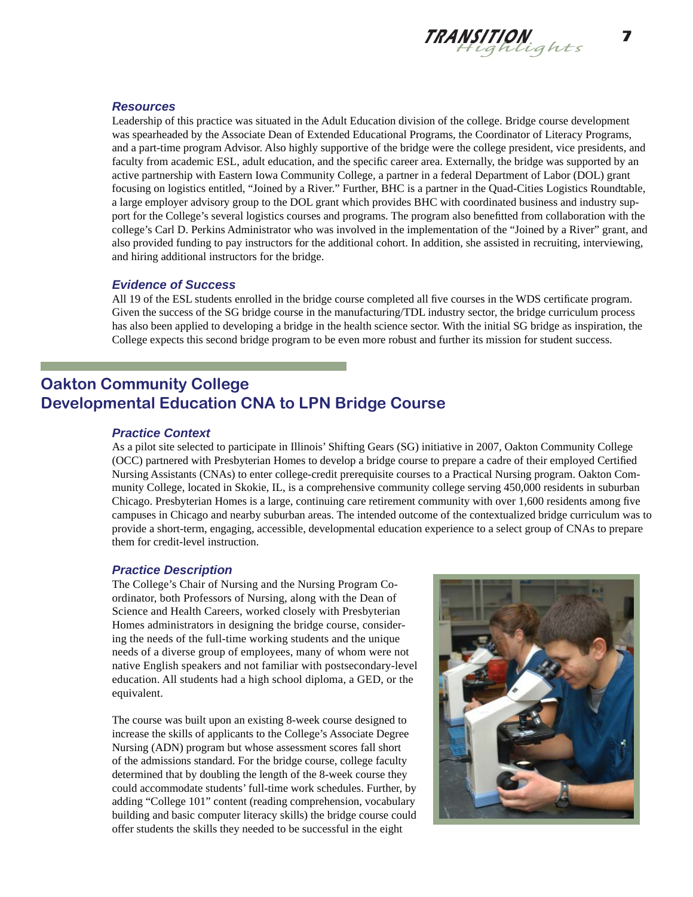### *Resources*

Leadership of this practice was situated in the Adult Education division of the college. Bridge course development was spearheaded by the Associate Dean of Extended Educational Programs, the Coordinator of Literacy Programs, and a part-time program Advisor. Also highly supportive of the bridge were the college president, vice presidents, and faculty from academic ESL, adult education, and the specific career area. Externally, the bridge was supported by an active partnership with Eastern Iowa Community College, a partner in a federal Department of Labor (DOL) grant focusing on logistics entitled, "Joined by a River." Further, BHC is a partner in the Quad-Cities Logistics Roundtable, a large employer advisory group to the DOL grant which provides BHC with coordinated business and industry support for the College's several logistics courses and programs. The program also benefitted from collaboration with the college's Carl D. Perkins Administrator who was involved in the implementation of the "Joined by a River" grant, and also provided funding to pay instructors for the additional cohort. In addition, she assisted in recruiting, interviewing, and hiring additional instructors for the bridge.

### *Evidence of Success*

All 19 of the ESL students enrolled in the bridge course completed all five courses in the WDS certificate program. Given the success of the SG bridge course in the manufacturing/TDL industry sector, the bridge curriculum process has also been applied to developing a bridge in the health science sector. With the initial SG bridge as inspiration, the College expects this second bridge program to be even more robust and further its mission for student success.

## Oakton Community College
## Developmental Education CNA to LPN Bridge Course

### *Practice Context*

As a pilot site selected to participate in Illinois' Shifting Gears (SG) initiative in 2007, Oakton Community College (OCC) partnered with Presbyterian Homes to develop a bridge course to prepare a cadre of their employed Certified Nursing Assistants (CNAs) to enter college-credit prerequisite courses to a Practical Nursing program. Oakton Community College, located in Skokie, IL, is a comprehensive community college serving 450,000 residents in suburban Chicago. Presbyterian Homes is a large, continuing care retirement community with over 1,600 residents among five campuses in Chicago and nearby suburban areas. The intended outcome of the contextualized bridge curriculum was to provide a short-term, engaging, accessible, developmental education experience to a select group of CNAs to prepare them for credit-level instruction.

### *Practice Description*

The College's Chair of Nursing and the Nursing Program Coordinator, both Professors of Nursing, along with the Dean of Science and Health Careers, worked closely with Presbyterian Homes administrators in designing the bridge course, considering the needs of the full-time working students and the unique needs of a diverse group of employees, many of whom were not native English speakers and not familiar with postsecondary-level education. All students had a high school diploma, a GED, or the equivalent.

The course was built upon an existing 8-week course designed to increase the skills of applicants to the College's Associate Degree Nursing (ADN) program but whose assessment scores fall short of the admissions standard. For the bridge course, college faculty determined that by doubling the length of the 8-week course they could accommodate students' full-time work schedules. Further, by adding "College 101" content (reading comprehension, vocabulary building and basic computer literacy skills) the bridge course could offer students the skills they needed to be successful in the eight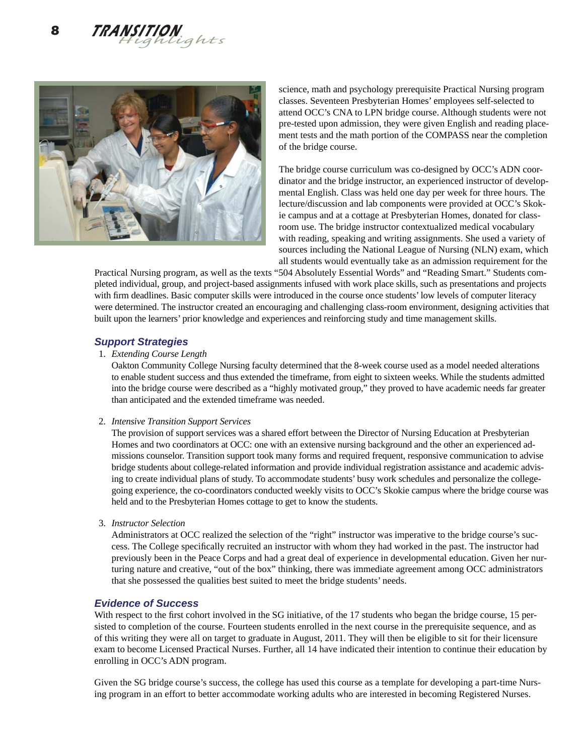science, math and psychology prerequisite Practical Nursing program classes. Seventeen Presbyterian Homes' employees self-selected to attend OCC's CNA to LPN bridge course. Although students were not pre-tested upon admission, they were given English and reading placement tests and the math portion of the COMPASS near the completion of the bridge course.

The bridge course curriculum was co-designed by OCC's ADN coordinator and the bridge instructor, an experienced instructor of developmental English. Class was held one day per week for three hours. The lecture/discussion and lab components were provided at OCC's Skokie campus and at a cottage at Presbyterian Homes, donated for classroom use. The bridge instructor contextualized medical vocabulary with reading, speaking and writing assignments. She used a variety of sources including the National League of Nursing (NLN) exam, which all students would eventually take as an admission requirement for the Practical Nursing program, as well as the texts "504 Absolutely Essential Words" and "Reading Smart." Students completed individual, group, and project-based assignments infused with work place skills, such as presentations and projects with firm deadlines. Basic computer skills were introduced in the course once students' low levels of computer literacy were determined. The instructor created an encouraging and challenging class-room environment, designing activities that built upon the learners' prior knowledge and experiences and reinforcing study and time management skills.

### Support Strategies

1. *Extending Course Length*

   Oakton Community College Nursing faculty determined that the 8-week course used as a model needed alterations to enable student success and thus extended the timeframe, from eight to sixteen weeks. While the students admitted into the bridge course were described as a "highly motivated group," they proved to have academic needs far greater than anticipated and the extended timeframe was needed.

2. *Intensive Transition Support Services*

   The provision of support services was a shared effort between the Director of Nursing Education at Presbyterian Homes and two coordinators at OCC: one with an extensive nursing background and the other an experienced admissions counselor. Transition support took many forms and required frequent, responsive communication to advise bridge students about college-related information and provide individual registration assistance and academic advising to create individual plans of study. To accommodate students' busy work schedules and personalize the college-going experience, the co-coordinators conducted weekly visits to OCC's Skokie campus where the bridge course was held and to the Presbyterian Homes cottage to get to know the students.

3. *Instructor Selection*

   Administrators at OCC realized the selection of the "right" instructor was imperative to the bridge course's success. The College specifically recruited an instructor with whom they had worked in the past. The instructor had previously been in the Peace Corps and had a great deal of experience in developmental education. Given her nurturing nature and creative, "out of the box" thinking, there was immediate agreement among OCC administrators that she possessed the qualities best suited to meet the bridge students' needs.

### Evidence of Success

With respect to the first cohort involved in the SG initiative, of the 17 students who began the bridge course, 15 persisted to completion of the course. Fourteen students enrolled in the next course in the prerequisite sequence, and as of this writing they were all on target to graduate in August, 2011. They will then be eligible to sit for their licensure exam to become Licensed Practical Nurses. Further, all 14 have indicated their intention to continue their education by enrolling in OCC's ADN program.

Given the SG bridge course's success, the college has used this course as a template for developing a part-time Nursing program in an effort to better accommodate working adults who are interested in becoming Registered Nurses.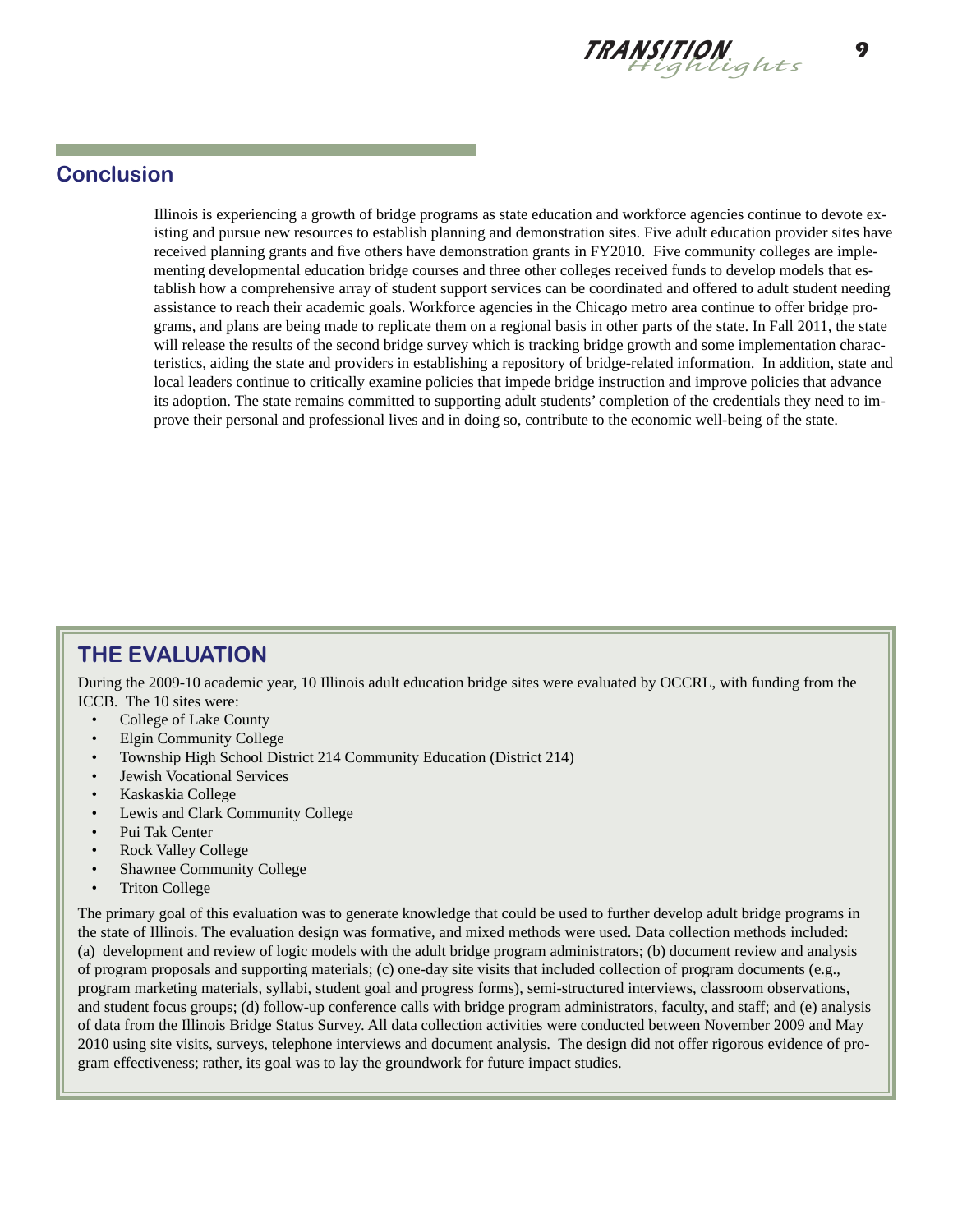## Conclusion

Illinois is experiencing a growth of bridge programs as state education and workforce agencies continue to devote existing and pursue new resources to establish planning and demonstration sites. Five adult education provider sites have received planning grants and five others have demonstration grants in FY2010. Five community colleges are implementing developmental education bridge courses and three other colleges received funds to develop models that establish how a comprehensive array of student support services can be coordinated and offered to adult student needing assistance to reach their academic goals. Workforce agencies in the Chicago metro area continue to offer bridge programs, and plans are being made to replicate them on a regional basis in other parts of the state. In Fall 2011, the state will release the results of the second bridge survey which is tracking bridge growth and some implementation characteristics, aiding the state and providers in establishing a repository of bridge-related information. In addition, state and local leaders continue to critically examine policies that impede bridge instruction and improve policies that advance its adoption. The state remains committed to supporting adult students' completion of the credentials they need to improve their personal and professional lives and in doing so, contribute to the economic well-being of the state.

## THE EVALUATION

During the 2009-10 academic year, 10 Illinois adult education bridge sites were evaluated by OCCRL, with funding from the ICCB. The 10 sites were:

- College of Lake County
- Elgin Community College
- Township High School District 214 Community Education (District 214)
- Jewish Vocational Services
- Kaskaskia College
- Lewis and Clark Community College
- Pui Tak Center
- Rock Valley College
- Shawnee Community College
- Triton College

The primary goal of this evaluation was to generate knowledge that could be used to further develop adult bridge programs in the state of Illinois. The evaluation design was formative, and mixed methods were used. Data collection methods included: (a) development and review of logic models with the adult bridge program administrators; (b) document review and analysis of program proposals and supporting materials; (c) one-day site visits that included collection of program documents (e.g., program marketing materials, syllabi, student goal and progress forms), semi-structured interviews, classroom observations, and student focus groups; (d) follow-up conference calls with bridge program administrators, faculty, and staff; and (e) analysis of data from the Illinois Bridge Status Survey. All data collection activities were conducted between November 2009 and May 2010 using site visits, surveys, telephone interviews and document analysis. The design did not offer rigorous evidence of program effectiveness; rather, its goal was to lay the groundwork for future impact studies.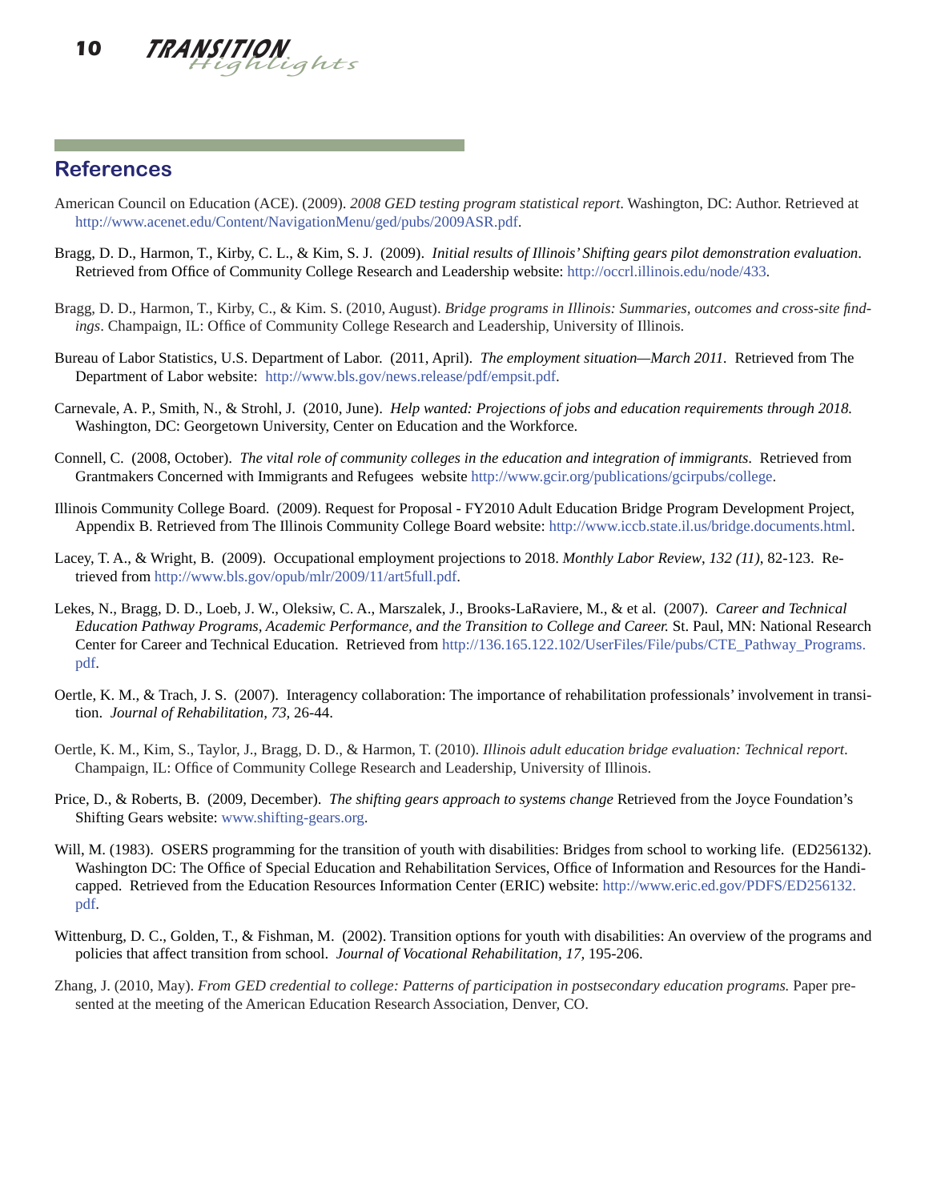## References

American Council on Education (ACE). (2009). *2008 GED testing program statistical report*. Washington, DC: Author. Retrieved at http://www.acenet.edu/Content/NavigationMenu/ged/pubs/2009ASR.pdf.

Bragg, D. D., Harmon, T., Kirby, C. L., & Kim, S. J. (2009). *Initial results of Illinois' Shifting gears pilot demonstration evaluation*. Retrieved from Office of Community College Research and Leadership website: http://occrl.illinois.edu/node/433.

Bragg, D. D., Harmon, T., Kirby, C., & Kim. S. (2010, August). *Bridge programs in Illinois: Summaries, outcomes and cross-site findings*. Champaign, IL: Office of Community College Research and Leadership, University of Illinois.

Bureau of Labor Statistics, U.S. Department of Labor. (2011, April). *The employment situation—March 2011.* Retrieved from The Department of Labor website: http://www.bls.gov/news.release/pdf/empsit.pdf.

Carnevale, A. P., Smith, N., & Strohl, J. (2010, June). *Help wanted: Projections of jobs and education requirements through 2018.* Washington, DC: Georgetown University, Center on Education and the Workforce.

Connell, C. (2008, October). *The vital role of community colleges in the education and integration of immigrants.* Retrieved from Grantmakers Concerned with Immigrants and Refugees website http://www.gcir.org/publications/gcirpubs/college.

Illinois Community College Board. (2009). Request for Proposal - FY2010 Adult Education Bridge Program Development Project, Appendix B. Retrieved from The Illinois Community College Board website: http://www.iccb.state.il.us/bridge.documents.html.

Lacey, T. A., & Wright, B. (2009). Occupational employment projections to 2018. *Monthly Labor Review*, *132 (11)*, 82-123. Retrieved from http://www.bls.gov/opub/mlr/2009/11/art5full.pdf.

Lekes, N., Bragg, D. D., Loeb, J. W., Oleksiw, C. A., Marszalek, J., Brooks-LaRaviere, M., & et al. (2007). *Career and Technical Education Pathway Programs, Academic Performance, and the Transition to College and Career.* St. Paul, MN: National Research Center for Career and Technical Education. Retrieved from http://136.165.122.102/UserFiles/File/pubs/CTE_Pathway_Programs.pdf.

Oertle, K. M., & Trach, J. S. (2007). Interagency collaboration: The importance of rehabilitation professionals' involvement in transition. *Journal of Rehabilitation, 73,* 26-44.

Oertle, K. M., Kim, S., Taylor, J., Bragg, D. D., & Harmon, T. (2010). *Illinois adult education bridge evaluation: Technical report*. Champaign, IL: Office of Community College Research and Leadership, University of Illinois.

Price, D., & Roberts, B. (2009, December). *The shifting gears approach to systems change* Retrieved from the Joyce Foundation's Shifting Gears website: www.shifting-gears.org.

Will, M. (1983). OSERS programming for the transition of youth with disabilities: Bridges from school to working life. (ED256132). Washington DC: The Office of Special Education and Rehabilitation Services, Office of Information and Resources for the Handicapped. Retrieved from the Education Resources Information Center (ERIC) website: http://www.eric.ed.gov/PDFS/ED256132.pdf.

Wittenburg, D. C., Golden, T., & Fishman, M. (2002). Transition options for youth with disabilities: An overview of the programs and policies that affect transition from school. *Journal of Vocational Rehabilitation, 17,* 195-206.

Zhang, J. (2010, May). *From GED credential to college: Patterns of participation in postsecondary education programs.* Paper presented at the meeting of the American Education Research Association, Denver, CO.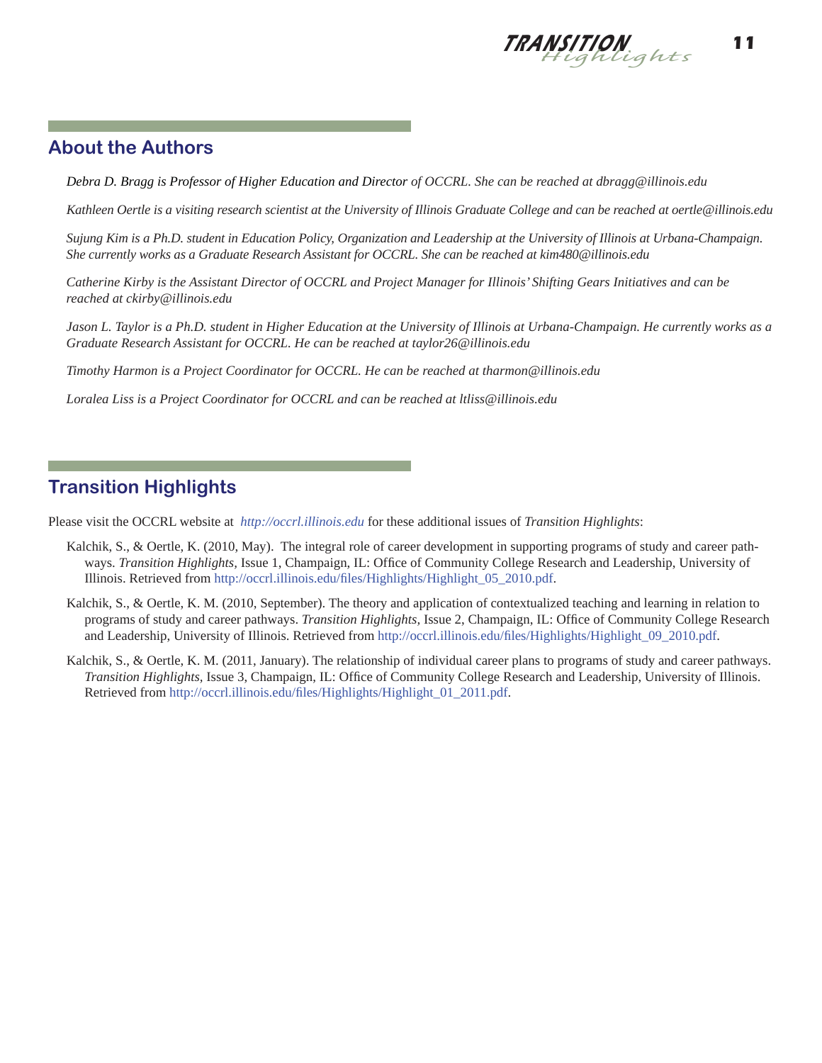## About the Authors

*Debra D. Bragg is Professor of Higher Education and Director of OCCRL. She can be reached at dbragg@illinois.edu*

*Kathleen Oertle is a visiting research scientist at the University of Illinois Graduate College and can be reached at oertle@illinois.edu*

*Sujung Kim is a Ph.D. student in Education Policy, Organization and Leadership at the University of Illinois at Urbana-Champaign. She currently works as a Graduate Research Assistant for OCCRL. She can be reached at kim480@illinois.edu*

*Catherine Kirby is the Assistant Director of OCCRL and Project Manager for Illinois' Shifting Gears Initiatives and can be reached at ckirby@illinois.edu*

*Jason L. Taylor is a Ph.D. student in Higher Education at the University of Illinois at Urbana-Champaign. He currently works as a Graduate Research Assistant for OCCRL. He can be reached at taylor26@illinois.edu*

*Timothy Harmon is a Project Coordinator for OCCRL. He can be reached at tharmon@illinois.edu*

*Loralea Liss is a Project Coordinator for OCCRL and can be reached at ltliss@illinois.edu*

## Transition Highlights

Please visit the OCCRL website at *http://occrl.illinois.edu* for these additional issues of *Transition Highlights*:

Kalchik, S., & Oertle, K. (2010, May). The integral role of career development in supporting programs of study and career pathways. *Transition Highlights*, Issue 1, Champaign, IL: Office of Community College Research and Leadership, University of Illinois. Retrieved from http://occrl.illinois.edu/files/Highlights/Highlight_05_2010.pdf.

Kalchik, S., & Oertle, K. M. (2010, September). The theory and application of contextualized teaching and learning in relation to programs of study and career pathways. *Transition Highlights*, Issue 2, Champaign, IL: Office of Community College Research and Leadership, University of Illinois. Retrieved from http://occrl.illinois.edu/files/Highlights/Highlight_09_2010.pdf.

Kalchik, S., & Oertle, K. M. (2011, January). The relationship of individual career plans to programs of study and career pathways. *Transition Highlights*, Issue 3, Champaign, IL: Office of Community College Research and Leadership, University of Illinois. Retrieved from http://occrl.illinois.edu/files/Highlights/Highlight_01_2011.pdf.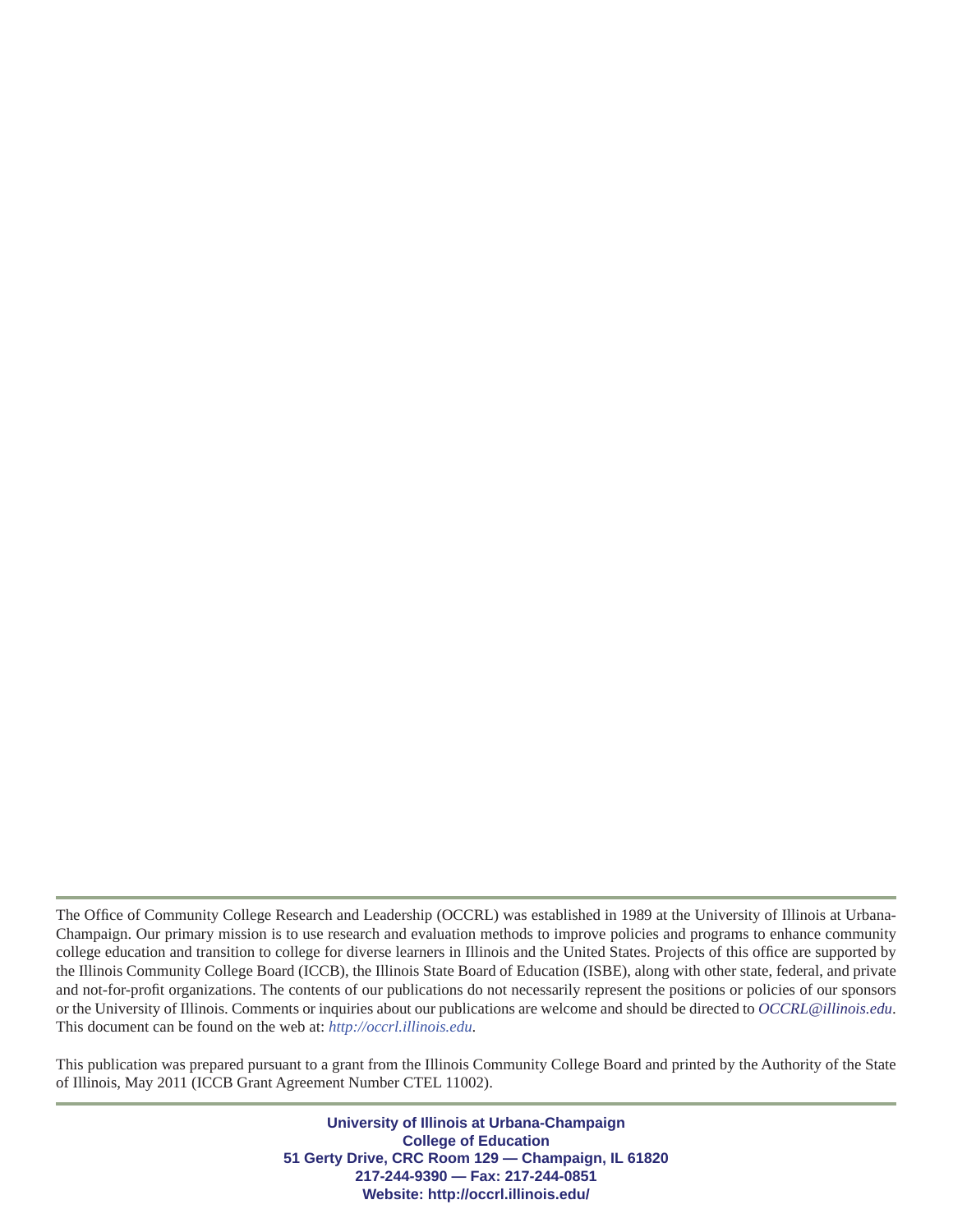The Office of Community College Research and Leadership (OCCRL) was established in 1989 at the University of Illinois at Urbana-Champaign. Our primary mission is to use research and evaluation methods to improve policies and programs to enhance community college education and transition to college for diverse learners in Illinois and the United States. Projects of this office are supported by the Illinois Community College Board (ICCB), the Illinois State Board of Education (ISBE), along with other state, federal, and private and not-for-profit organizations. The contents of our publications do not necessarily represent the positions or policies of our sponsors or the University of Illinois. Comments or inquiries about our publications are welcome and should be directed to *OCCRL@illinois.edu*. This document can be found on the web at: *http://occrl.illinois.edu*.

This publication was prepared pursuant to a grant from the Illinois Community College Board and printed by the Authority of the State of Illinois, May 2011 (ICCB Grant Agreement Number CTEL 11002).

**University of Illinois at Urbana-Champaign**
**College of Education**
**51 Gerty Drive, CRC Room 129 — Champaign, IL 61820**
**217-244-9390 — Fax: 217-244-0851**
**Website: http://occrl.illinois.edu/**